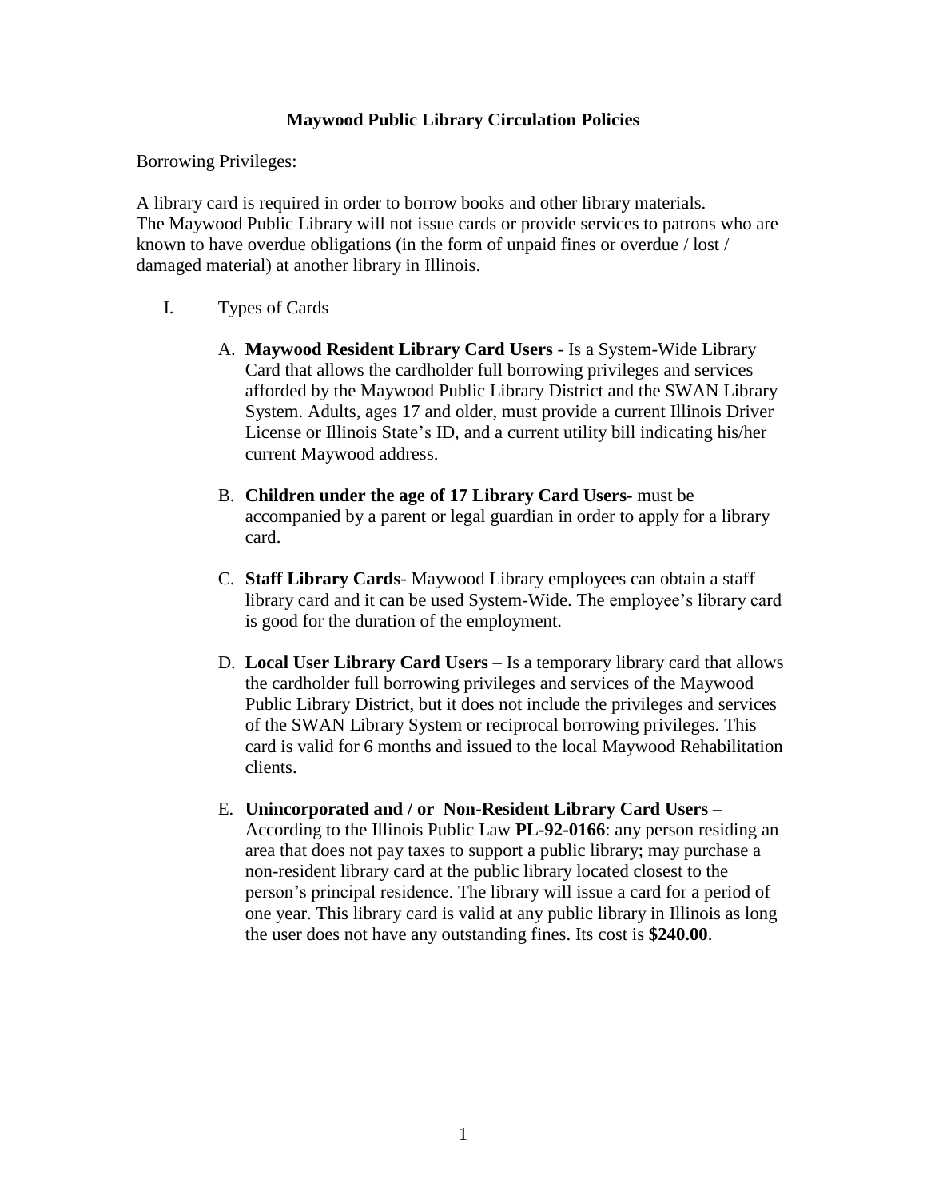# Maywood Public Library Circulation Policies

Borrowing Privileges:

A library card is required in order to borrow books and other library materials.
The Maywood Public Library will not issue cards or provide services to patrons who are known to have overdue obligations (in the form of unpaid fines or overdue / lost / damaged material) at another library in Illinois.

I. Types of Cards

   A. **Maywood Resident Library Card Users** - Is a System-Wide Library Card that allows the cardholder full borrowing privileges and services afforded by the Maywood Public Library District and the SWAN Library System. Adults, ages 17 and older, must provide a current Illinois Driver License or Illinois State's ID, and a current utility bill indicating his/her current Maywood address.

   B. **Children under the age of 17 Library Card Users-** must be accompanied by a parent or legal guardian in order to apply for a library card.

   C. **Staff Library Cards**- Maywood Library employees can obtain a staff library card and it can be used System-Wide. The employee's library card is good for the duration of the employment.

   D. **Local User Library Card Users** – Is a temporary library card that allows the cardholder full borrowing privileges and services of the Maywood Public Library District, but it does not include the privileges and services of the SWAN Library System or reciprocal borrowing privileges. This card is valid for 6 months and issued to the local Maywood Rehabilitation clients.

   E. **Unincorporated and / or Non-Resident Library Card Users** – According to the Illinois Public Law **PL-92-0166**: any person residing an area that does not pay taxes to support a public library; may purchase a non-resident library card at the public library located closest to the person's principal residence. The library will issue a card for a period of one year. This library card is valid at any public library in Illinois as long the user does not have any outstanding fines. Its cost is **$240.00**.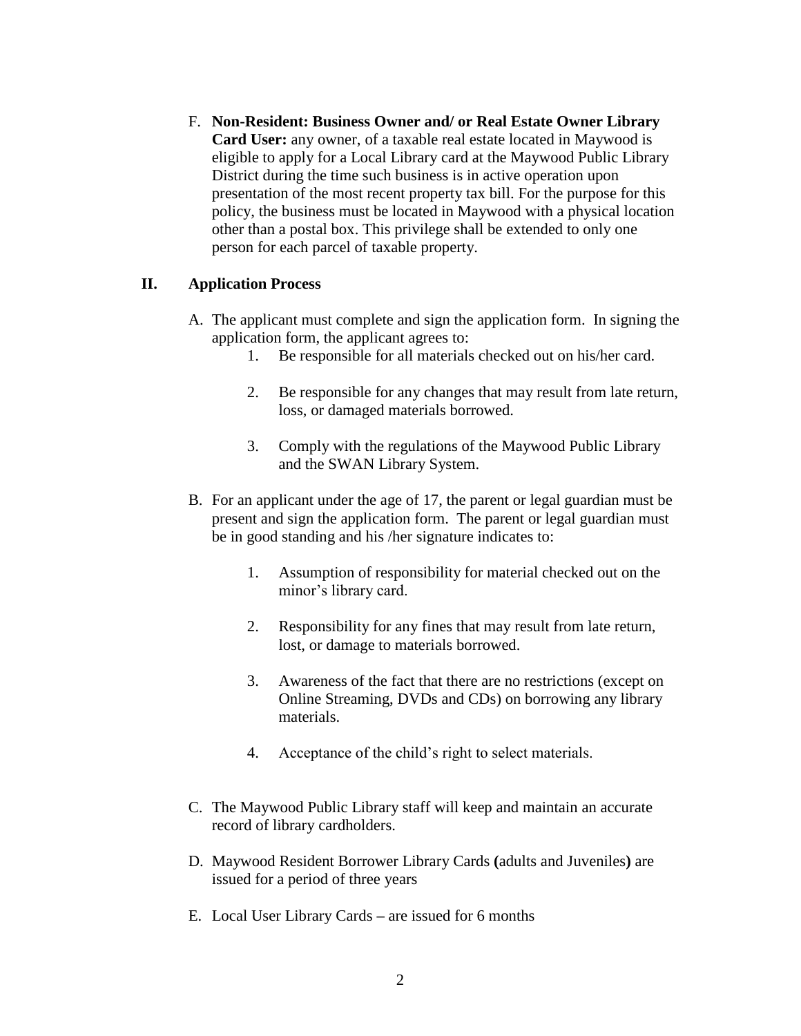F. **Non-Resident: Business Owner and/ or Real Estate Owner Library Card User:** any owner, of a taxable real estate located in Maywood is eligible to apply for a Local Library card at the Maywood Public Library District during the time such business is in active operation upon presentation of the most recent property tax bill. For the purpose for this policy, the business must be located in Maywood with a physical location other than a postal box. This privilege shall be extended to only one person for each parcel of taxable property.

## II. Application Process

A. The applicant must complete and sign the application form. In signing the application form, the applicant agrees to:

1. Be responsible for all materials checked out on his/her card.
2. Be responsible for any changes that may result from late return, loss, or damaged materials borrowed.
3. Comply with the regulations of the Maywood Public Library and the SWAN Library System.

B. For an applicant under the age of 17, the parent or legal guardian must be present and sign the application form. The parent or legal guardian must be in good standing and his /her signature indicates to:

1. Assumption of responsibility for material checked out on the minor's library card.
2. Responsibility for any fines that may result from late return, lost, or damage to materials borrowed.
3. Awareness of the fact that there are no restrictions (except on Online Streaming, DVDs and CDs) on borrowing any library materials.
4. Acceptance of the child's right to select materials.

C. The Maywood Public Library staff will keep and maintain an accurate record of library cardholders.

D. Maywood Resident Borrower Library Cards **(**adults and Juveniles**)** are issued for a period of three years

E. Local User Library Cards **–** are issued for 6 months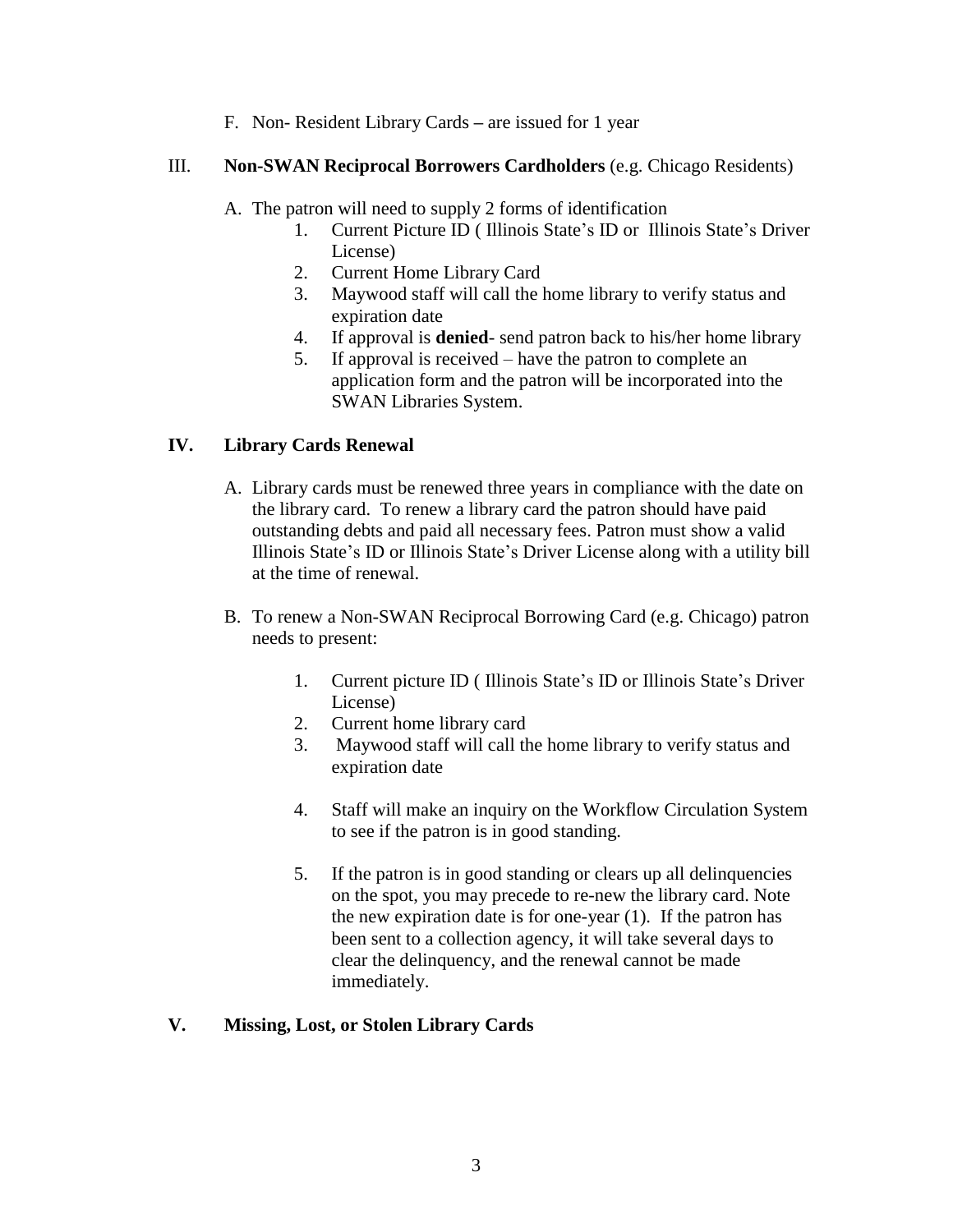F. Non- Resident Library Cards **–** are issued for 1 year

III. **Non-SWAN Reciprocal Borrowers Cardholders** (e.g. Chicago Residents)

A. The patron will need to supply 2 forms of identification
   1. Current Picture ID ( Illinois State's ID or Illinois State's Driver License)
   2. Current Home Library Card
   3. Maywood staff will call the home library to verify status and expiration date
   4. If approval is **denied**- send patron back to his/her home library
   5. If approval is received – have the patron to complete an application form and the patron will be incorporated into the SWAN Libraries System.

**IV. Library Cards Renewal**

A. Library cards must be renewed three years in compliance with the date on the library card. To renew a library card the patron should have paid outstanding debts and paid all necessary fees. Patron must show a valid Illinois State's ID or Illinois State's Driver License along with a utility bill at the time of renewal.

B. To renew a Non-SWAN Reciprocal Borrowing Card (e.g. Chicago) patron needs to present:

   1. Current picture ID ( Illinois State's ID or Illinois State's Driver License)
   2. Current home library card
   3. Maywood staff will call the home library to verify status and expiration date

   4. Staff will make an inquiry on the Workflow Circulation System to see if the patron is in good standing.

   5. If the patron is in good standing or clears up all delinquencies on the spot, you may precede to re-new the library card. Note the new expiration date is for one-year (1). If the patron has been sent to a collection agency, it will take several days to clear the delinquency, and the renewal cannot be made immediately.

**V. Missing, Lost, or Stolen Library Cards**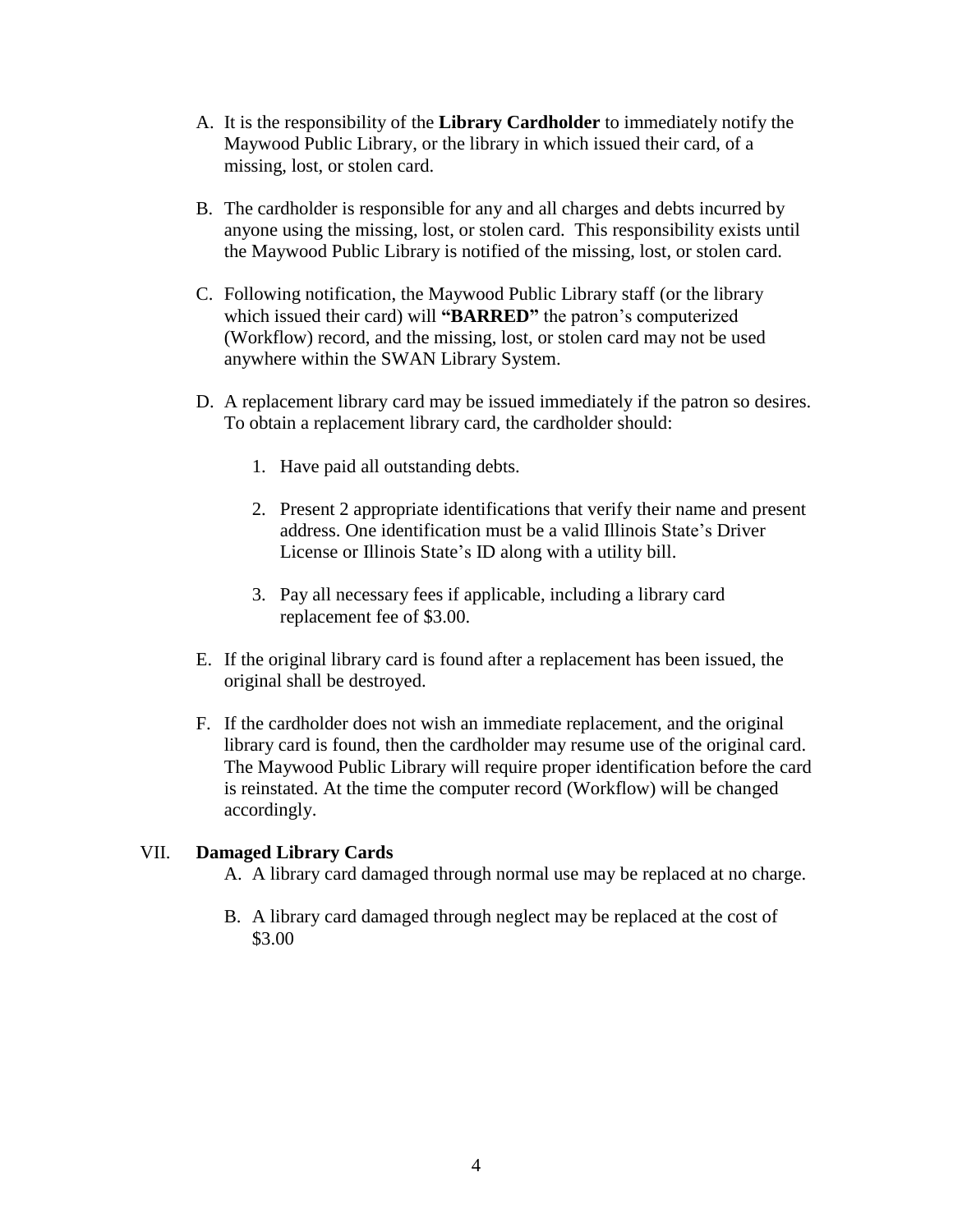A. It is the responsibility of the **Library Cardholder** to immediately notify the Maywood Public Library, or the library in which issued their card, of a missing, lost, or stolen card.

B. The cardholder is responsible for any and all charges and debts incurred by anyone using the missing, lost, or stolen card. This responsibility exists until the Maywood Public Library is notified of the missing, lost, or stolen card.

C. Following notification, the Maywood Public Library staff (or the library which issued their card) will **"BARRED"** the patron's computerized (Workflow) record, and the missing, lost, or stolen card may not be used anywhere within the SWAN Library System.

D. A replacement library card may be issued immediately if the patron so desires. To obtain a replacement library card, the cardholder should:

   1. Have paid all outstanding debts.

   2. Present 2 appropriate identifications that verify their name and present address. One identification must be a valid Illinois State's Driver License or Illinois State's ID along with a utility bill.

   3. Pay all necessary fees if applicable, including a library card replacement fee of $3.00.

E. If the original library card is found after a replacement has been issued, the original shall be destroyed.

F. If the cardholder does not wish an immediate replacement, and the original library card is found, then the cardholder may resume use of the original card. The Maywood Public Library will require proper identification before the card is reinstated. At the time the computer record (Workflow) will be changed accordingly.

VII. **Damaged Library Cards**

A. A library card damaged through normal use may be replaced at no charge.

B. A library card damaged through neglect may be replaced at the cost of $3.00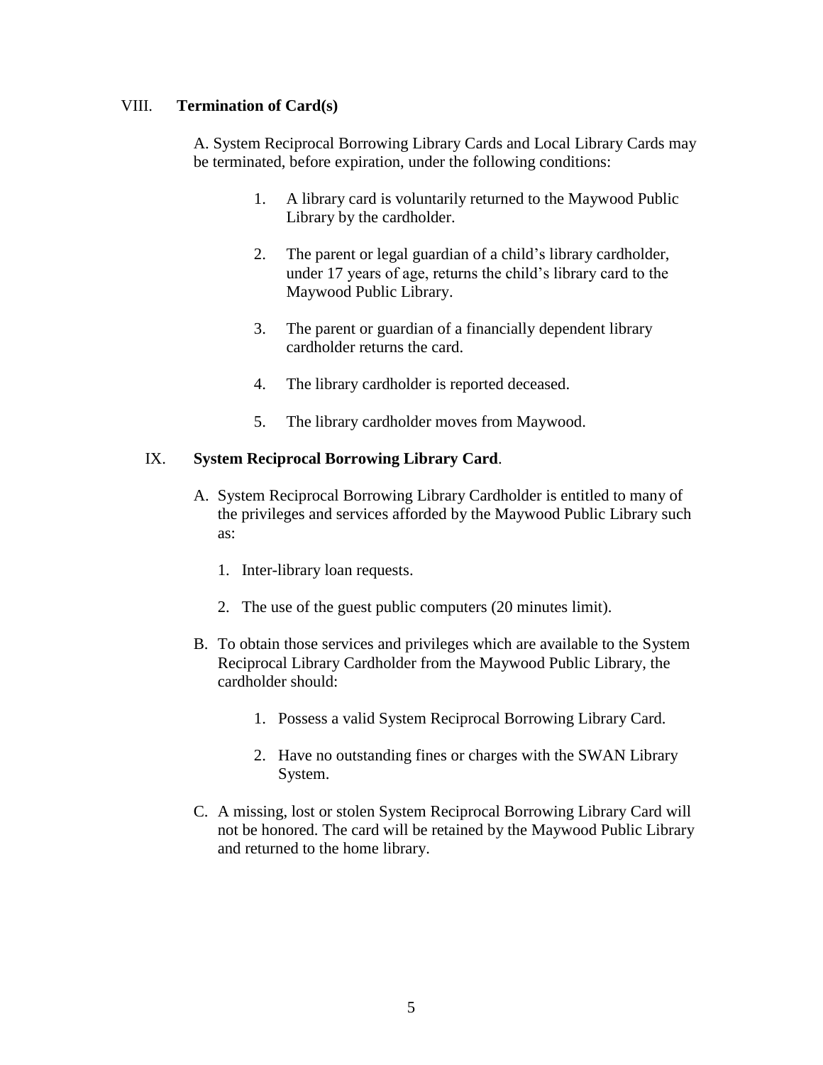## VIII. **Termination of Card(s)**

A. System Reciprocal Borrowing Library Cards and Local Library Cards may be terminated, before expiration, under the following conditions:

1. A library card is voluntarily returned to the Maywood Public Library by the cardholder.
2. The parent or legal guardian of a child's library cardholder, under 17 years of age, returns the child's library card to the Maywood Public Library.
3. The parent or guardian of a financially dependent library cardholder returns the card.
4. The library cardholder is reported deceased.
5. The library cardholder moves from Maywood.

## IX. **System Reciprocal Borrowing Library Card**.

A. System Reciprocal Borrowing Library Cardholder is entitled to many of the privileges and services afforded by the Maywood Public Library such as:

1. Inter-library loan requests.
2. The use of the guest public computers (20 minutes limit).

B. To obtain those services and privileges which are available to the System Reciprocal Library Cardholder from the Maywood Public Library, the cardholder should:

1. Possess a valid System Reciprocal Borrowing Library Card.
2. Have no outstanding fines or charges with the SWAN Library System.

C. A missing, lost or stolen System Reciprocal Borrowing Library Card will not be honored. The card will be retained by the Maywood Public Library and returned to the home library.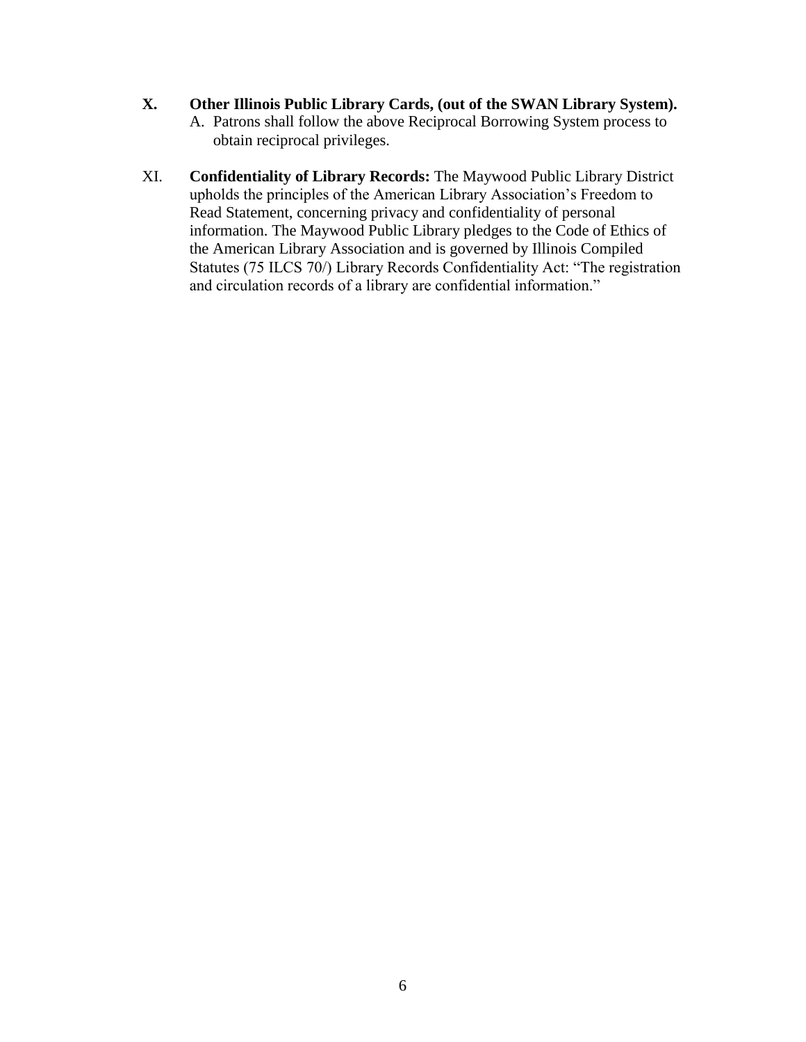**X. Other Illinois Public Library Cards, (out of the SWAN Library System).**

A. Patrons shall follow the above Reciprocal Borrowing System process to obtain reciprocal privileges.

XI. **Confidentiality of Library Records:** The Maywood Public Library District upholds the principles of the American Library Association's Freedom to Read Statement, concerning privacy and confidentiality of personal information. The Maywood Public Library pledges to the Code of Ethics of the American Library Association and is governed by Illinois Compiled Statutes (75 ILCS 70/) Library Records Confidentiality Act: "The registration and circulation records of a library are confidential information."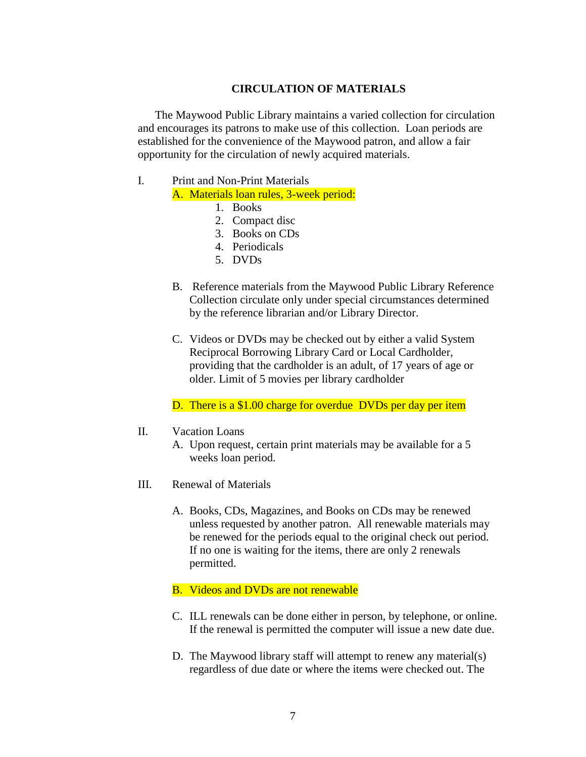## CIRCULATION OF MATERIALS

The Maywood Public Library maintains a varied collection for circulation and encourages its patrons to make use of this collection. Loan periods are established for the convenience of the Maywood patron, and allow a fair opportunity for the circulation of newly acquired materials.

I. Print and Non-Print Materials

A. Materials loan rules, 3-week period:

1. Books
2. Compact disc
3. Books on CDs
4. Periodicals
5. DVDs

B. Reference materials from the Maywood Public Library Reference Collection circulate only under special circumstances determined by the reference librarian and/or Library Director.

C. Videos or DVDs may be checked out by either a valid System Reciprocal Borrowing Library Card or Local Cardholder, providing that the cardholder is an adult, of 17 years of age or older. Limit of 5 movies per library cardholder

D. There is a $1.00 charge for overdue DVDs per day per item

II. Vacation Loans

A. Upon request, certain print materials may be available for a 5 weeks loan period.

III. Renewal of Materials

A. Books, CDs, Magazines, and Books on CDs may be renewed unless requested by another patron. All renewable materials may be renewed for the periods equal to the original check out period. If no one is waiting for the items, there are only 2 renewals permitted.

B. Videos and DVDs are not renewable

C. ILL renewals can be done either in person, by telephone, or online. If the renewal is permitted the computer will issue a new date due.

D. The Maywood library staff will attempt to renew any material(s) regardless of due date or where the items were checked out. The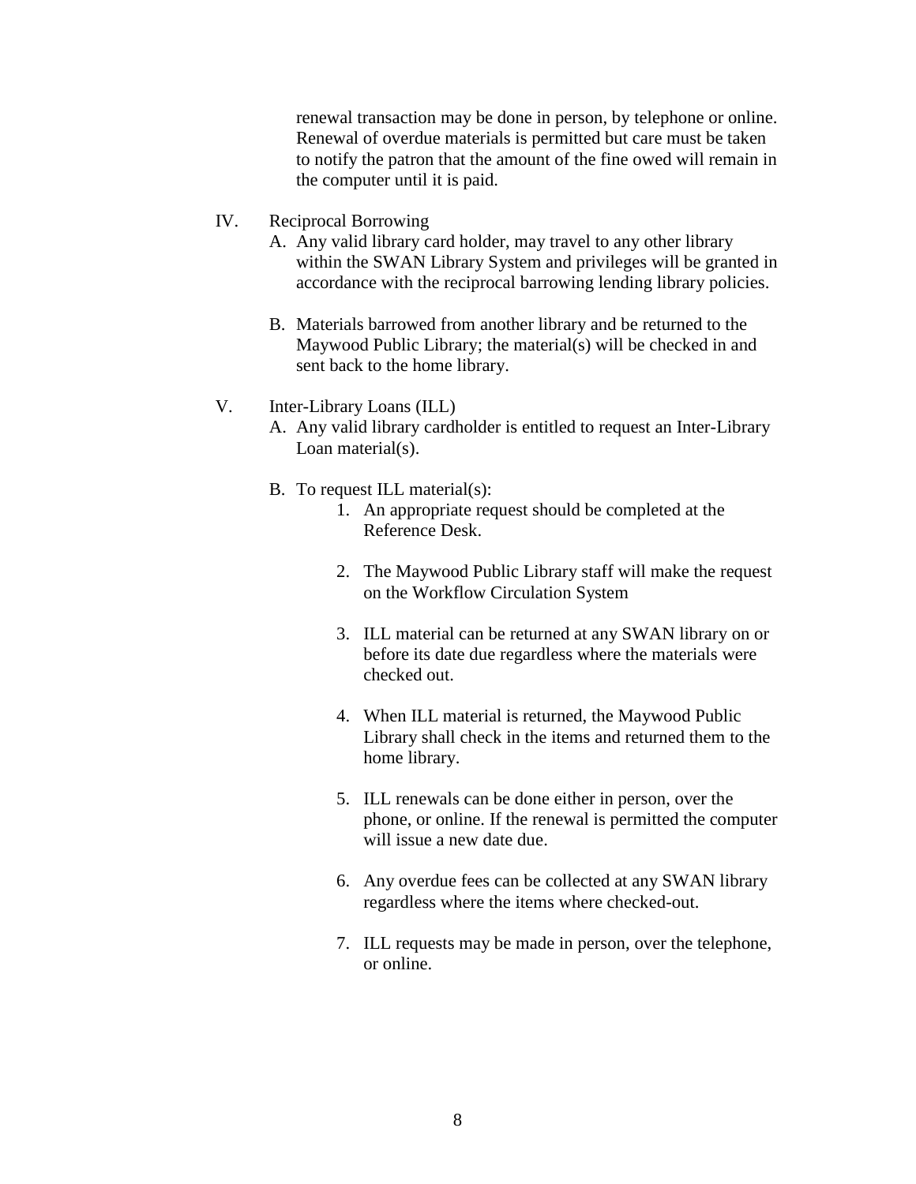renewal transaction may be done in person, by telephone or online. Renewal of overdue materials is permitted but care must be taken to notify the patron that the amount of the fine owed will remain in the computer until it is paid.

IV. Reciprocal Borrowing

A. Any valid library card holder, may travel to any other library within the SWAN Library System and privileges will be granted in accordance with the reciprocal barrowing lending library policies.

B. Materials barrowed from another library and be returned to the Maywood Public Library; the material(s) will be checked in and sent back to the home library.

V. Inter-Library Loans (ILL)

A. Any valid library cardholder is entitled to request an Inter-Library Loan material(s).

B. To request ILL material(s):

1. An appropriate request should be completed at the Reference Desk.

2. The Maywood Public Library staff will make the request on the Workflow Circulation System

3. ILL material can be returned at any SWAN library on or before its date due regardless where the materials were checked out.

4. When ILL material is returned, the Maywood Public Library shall check in the items and returned them to the home library.

5. ILL renewals can be done either in person, over the phone, or online. If the renewal is permitted the computer will issue a new date due.

6. Any overdue fees can be collected at any SWAN library regardless where the items where checked-out.

7. ILL requests may be made in person, over the telephone, or online.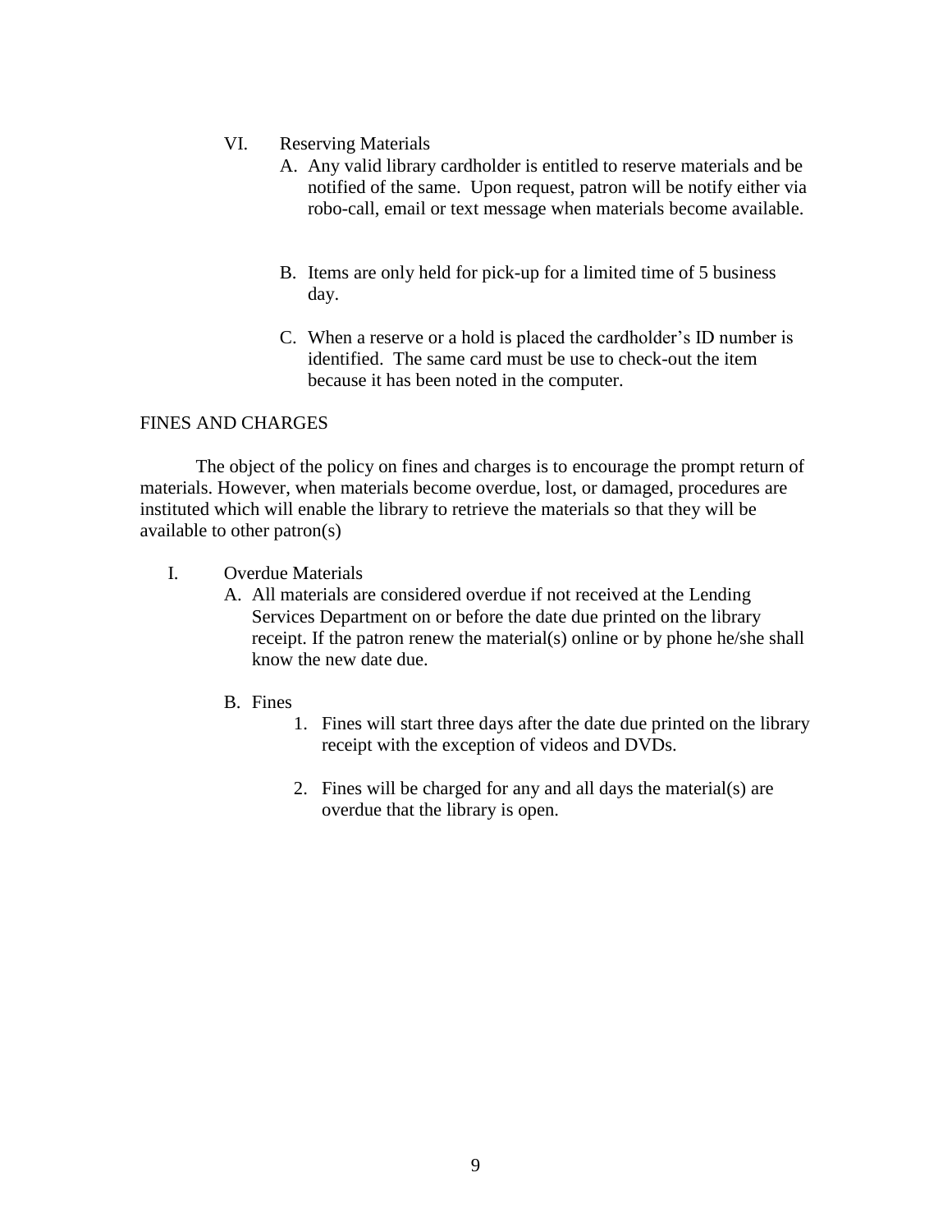VI. Reserving Materials

A. Any valid library cardholder is entitled to reserve materials and be notified of the same. Upon request, patron will be notify either via robo-call, email or text message when materials become available.

B. Items are only held for pick-up for a limited time of 5 business day.

C. When a reserve or a hold is placed the cardholder's ID number is identified. The same card must be use to check-out the item because it has been noted in the computer.

## FINES AND CHARGES

The object of the policy on fines and charges is to encourage the prompt return of materials. However, when materials become overdue, lost, or damaged, procedures are instituted which will enable the library to retrieve the materials so that they will be available to other patron(s)

I. Overdue Materials

A. All materials are considered overdue if not received at the Lending Services Department on or before the date due printed on the library receipt. If the patron renew the material(s) online or by phone he/she shall know the new date due.

B. Fines

1. Fines will start three days after the date due printed on the library receipt with the exception of videos and DVDs.

2. Fines will be charged for any and all days the material(s) are overdue that the library is open.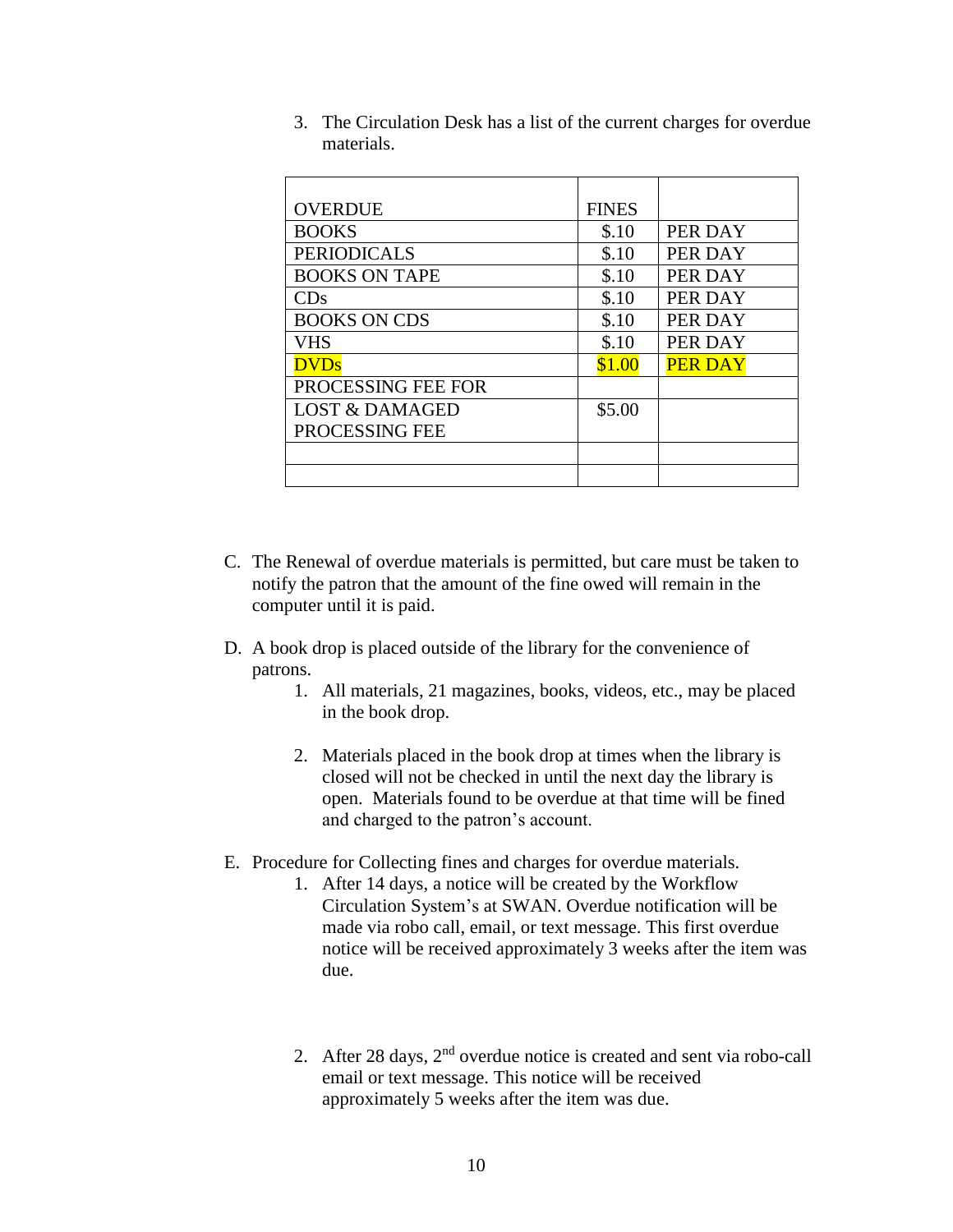3. The Circulation Desk has a list of the current charges for overdue materials.

| OVERDUE | FINES | |
|---|---|---|
| BOOKS | $.10 | PER DAY |
| PERIODICALS | $.10 | PER DAY |
| BOOKS ON TAPE | $.10 | PER DAY |
| CDs | $.10 | PER DAY |
| BOOKS ON CDS | $.10 | PER DAY |
| VHS | $.10 | PER DAY |
| DVDs | $1.00 | PER DAY |
| PROCESSING FEE FOR | | |
| LOST & DAMAGED PROCESSING FEE | $5.00 | |
| | | |
| | | |

C. The Renewal of overdue materials is permitted, but care must be taken to notify the patron that the amount of the fine owed will remain in the computer until it is paid.

D. A book drop is placed outside of the library for the convenience of patrons.

1. All materials, 21 magazines, books, videos, etc., may be placed in the book drop.

2. Materials placed in the book drop at times when the library is closed will not be checked in until the next day the library is open. Materials found to be overdue at that time will be fined and charged to the patron's account.

E. Procedure for Collecting fines and charges for overdue materials.

1. After 14 days, a notice will be created by the Workflow Circulation System's at SWAN. Overdue notification will be made via robo call, email, or text message. This first overdue notice will be received approximately 3 weeks after the item was due.

2. After 28 days, 2nd overdue notice is created and sent via robo-call email or text message. This notice will be received approximately 5 weeks after the item was due.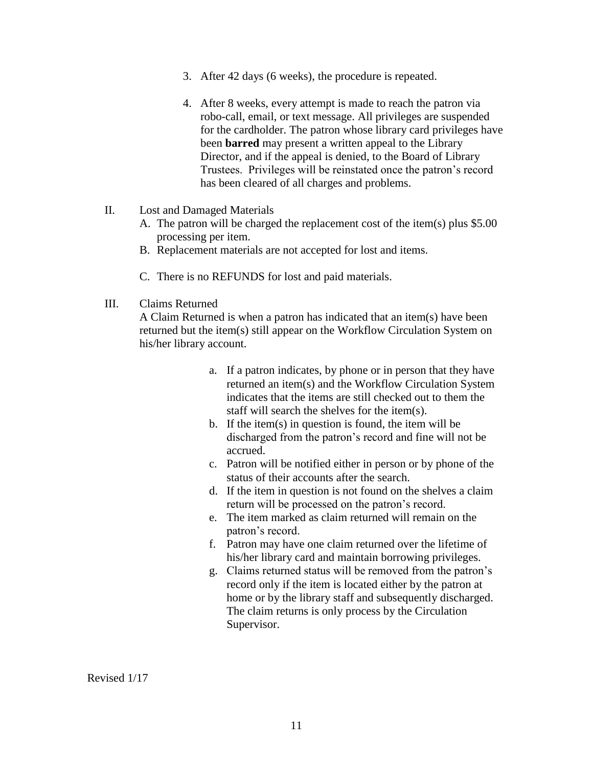3. After 42 days (6 weeks), the procedure is repeated.

4. After 8 weeks, every attempt is made to reach the patron via robo-call, email, or text message. All privileges are suspended for the cardholder. The patron whose library card privileges have been **barred** may present a written appeal to the Library Director, and if the appeal is denied, to the Board of Library Trustees. Privileges will be reinstated once the patron's record has been cleared of all charges and problems.

II. Lost and Damaged Materials

A. The patron will be charged the replacement cost of the item(s) plus $5.00 processing per item.

B. Replacement materials are not accepted for lost and items.

C. There is no REFUNDS for lost and paid materials.

III. Claims Returned

A Claim Returned is when a patron has indicated that an item(s) have been returned but the item(s) still appear on the Workflow Circulation System on his/her library account.

a. If a patron indicates, by phone or in person that they have returned an item(s) and the Workflow Circulation System indicates that the items are still checked out to them the staff will search the shelves for the item(s).

b. If the item(s) in question is found, the item will be discharged from the patron's record and fine will not be accrued.

c. Patron will be notified either in person or by phone of the status of their accounts after the search.

d. If the item in question is not found on the shelves a claim return will be processed on the patron's record.

e. The item marked as claim returned will remain on the patron's record.

f. Patron may have one claim returned over the lifetime of his/her library card and maintain borrowing privileges.

g. Claims returned status will be removed from the patron's record only if the item is located either by the patron at home or by the library staff and subsequently discharged. The claim returns is only process by the Circulation Supervisor.

Revised 1/17